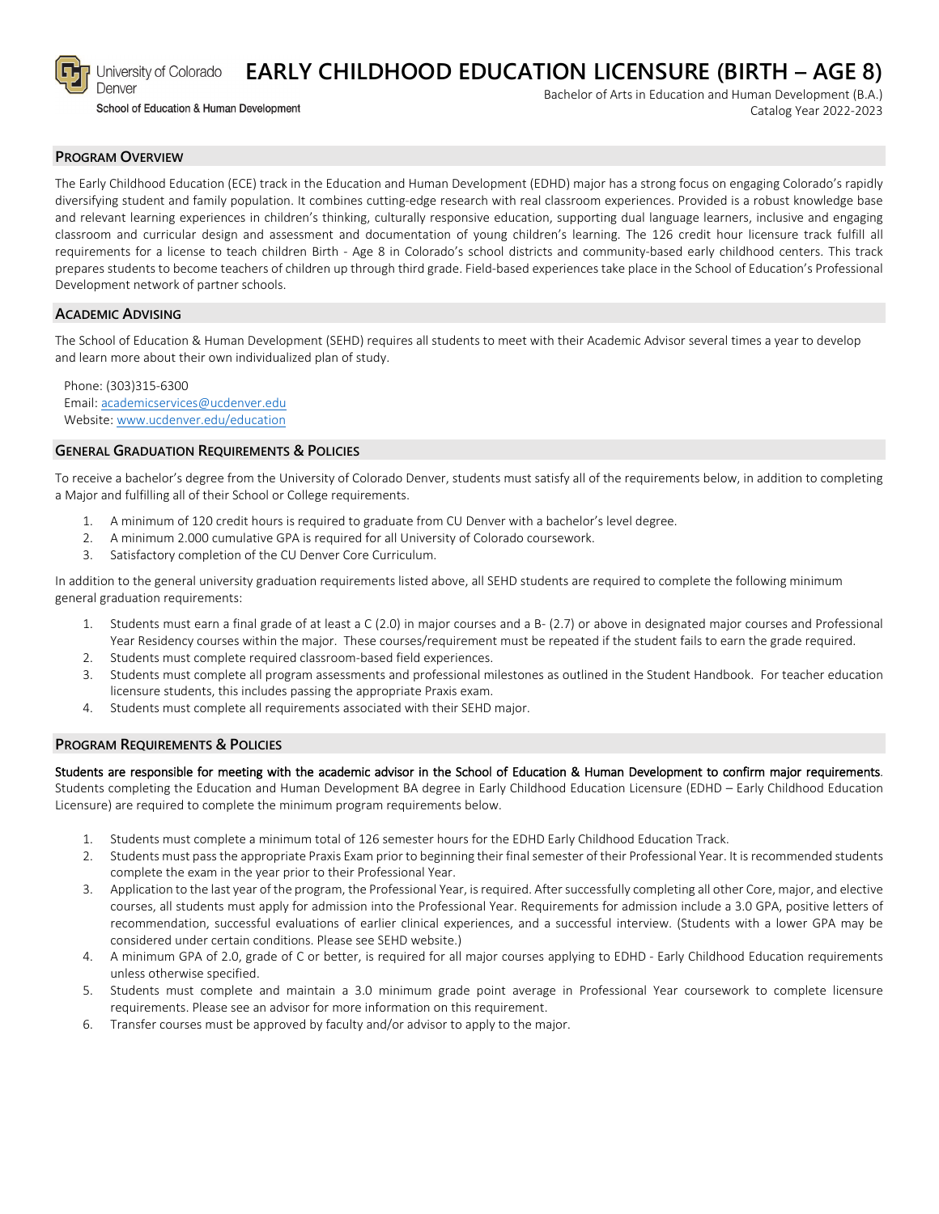University of Colorado Denver
School of Education & Human Development

# EARLY CHILDHOOD EDUCATION LICENSURE (BIRTH – AGE 8)

Bachelor of Arts in Education and Human Development (B.A.)
Catalog Year 2022-2023

## PROGRAM OVERVIEW

The Early Childhood Education (ECE) track in the Education and Human Development (EDHD) major has a strong focus on engaging Colorado's rapidly diversifying student and family population. It combines cutting-edge research with real classroom experiences. Provided is a robust knowledge base and relevant learning experiences in children's thinking, culturally responsive education, supporting dual language learners, inclusive and engaging classroom and curricular design and assessment and documentation of young children's learning. The 126 credit hour licensure track fulfill all requirements for a license to teach children Birth - Age 8 in Colorado's school districts and community-based early childhood centers. This track prepares students to become teachers of children up through third grade. Field-based experiences take place in the School of Education's Professional Development network of partner schools.

## ACADEMIC ADVISING

The School of Education & Human Development (SEHD) requires all students to meet with their Academic Advisor several times a year to develop and learn more about their own individualized plan of study.

Phone: (303)315-6300
Email: academicservices@ucdenver.edu
Website: www.ucdenver.edu/education

## GENERAL GRADUATION REQUIREMENTS & POLICIES

To receive a bachelor's degree from the University of Colorado Denver, students must satisfy all of the requirements below, in addition to completing a Major and fulfilling all of their School or College requirements.

1. A minimum of 120 credit hours is required to graduate from CU Denver with a bachelor's level degree.
2. A minimum 2.000 cumulative GPA is required for all University of Colorado coursework.
3. Satisfactory completion of the CU Denver Core Curriculum.

In addition to the general university graduation requirements listed above, all SEHD students are required to complete the following minimum general graduation requirements:

1. Students must earn a final grade of at least a C (2.0) in major courses and a B- (2.7) or above in designated major courses and Professional Year Residency courses within the major. These courses/requirement must be repeated if the student fails to earn the grade required.
2. Students must complete required classroom-based field experiences.
3. Students must complete all program assessments and professional milestones as outlined in the Student Handbook. For teacher education licensure students, this includes passing the appropriate Praxis exam.
4. Students must complete all requirements associated with their SEHD major.

## PROGRAM REQUIREMENTS & POLICIES

**Students are responsible for meeting with the academic advisor in the School of Education & Human Development to confirm major requirements**. Students completing the Education and Human Development BA degree in Early Childhood Education Licensure (EDHD – Early Childhood Education Licensure) are required to complete the minimum program requirements below.

1. Students must complete a minimum total of 126 semester hours for the EDHD Early Childhood Education Track.
2. Students must pass the appropriate Praxis Exam prior to beginning their final semester of their Professional Year. It is recommended students complete the exam in the year prior to their Professional Year.
3. Application to the last year of the program, the Professional Year, is required. After successfully completing all other Core, major, and elective courses, all students must apply for admission into the Professional Year. Requirements for admission include a 3.0 GPA, positive letters of recommendation, successful evaluations of earlier clinical experiences, and a successful interview. (Students with a lower GPA may be considered under certain conditions. Please see SEHD website.)
4. A minimum GPA of 2.0, grade of C or better, is required for all major courses applying to EDHD - Early Childhood Education requirements unless otherwise specified.
5. Students must complete and maintain a 3.0 minimum grade point average in Professional Year coursework to complete licensure requirements. Please see an advisor for more information on this requirement.
6. Transfer courses must be approved by faculty and/or advisor to apply to the major.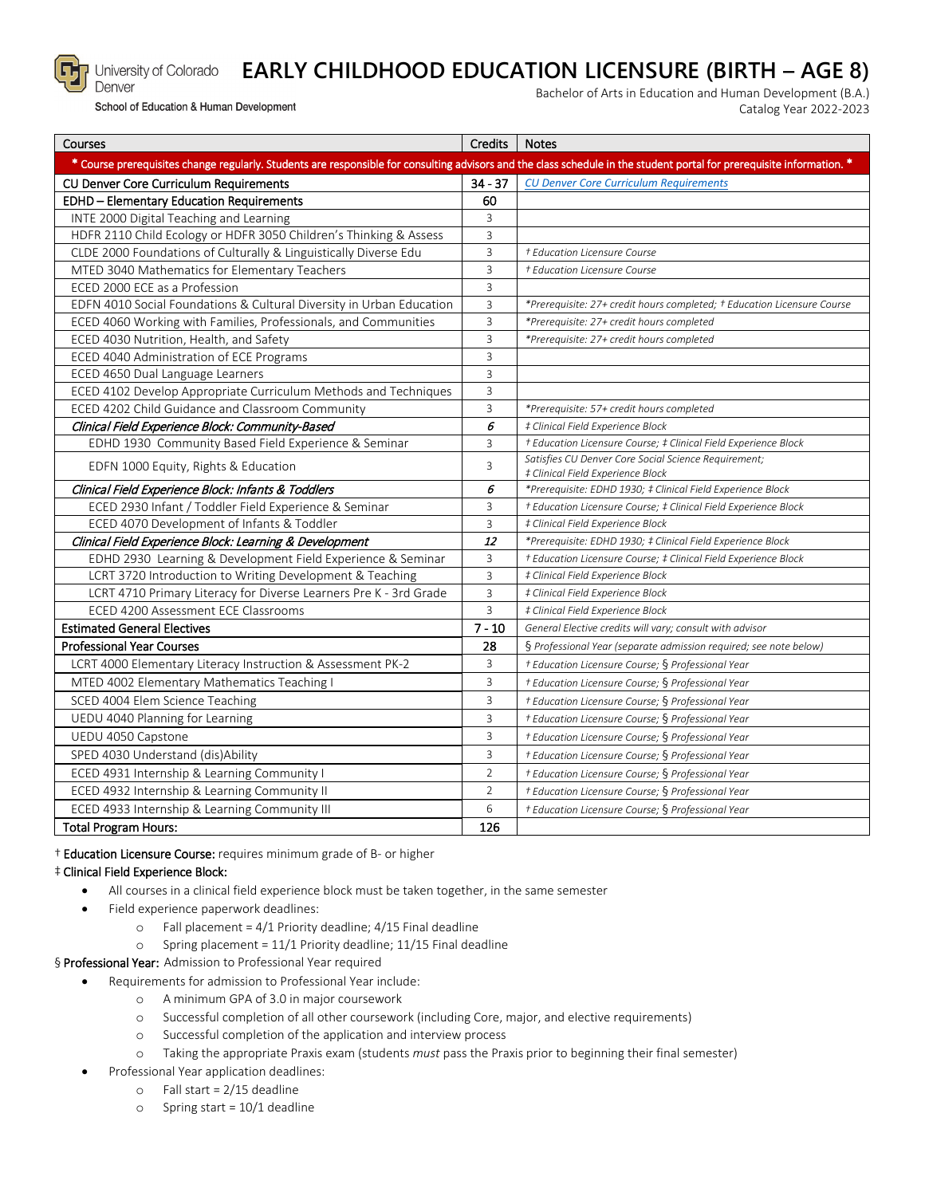University of Colorado Denver
School of Education & Human Development

# EARLY CHILDHOOD EDUCATION LICENSURE (BIRTH – AGE 8)

Bachelor of Arts in Education and Human Development (B.A.)
Catalog Year 2022-2023

| Courses | Credits | Notes |
|---|---|---|
| * Course prerequisites change regularly. Students are responsible for consulting advisors and the class schedule in the student portal for prerequisite information. * | | |
| CU Denver Core Curriculum Requirements | 34 - 37 | *CU Denver Core Curriculum Requirements* |
| **EDHD – Elementary Education Requirements** | **60** | |
| INTE 2000 Digital Teaching and Learning | 3 | |
| HDFR 2110 Child Ecology or HDFR 3050 Children's Thinking & Assess | 3 | |
| CLDE 2000 Foundations of Culturally & Linguistically Diverse Edu | 3 | *† Education Licensure Course* |
| MTED 3040 Mathematics for Elementary Teachers | 3 | *† Education Licensure Course* |
| ECED 2000 ECE as a Profession | 3 | |
| EDFN 4010 Social Foundations & Cultural Diversity in Urban Education | 3 | *\*Prerequisite: 27+ credit hours completed; † Education Licensure Course* |
| ECED 4060 Working with Families, Professionals, and Communities | 3 | *\*Prerequisite: 27+ credit hours completed* |
| ECED 4030 Nutrition, Health, and Safety | 3 | *\*Prerequisite: 27+ credit hours completed* |
| ECED 4040 Administration of ECE Programs | 3 | |
| ECED 4650 Dual Language Learners | 3 | |
| ECED 4102 Develop Appropriate Curriculum Methods and Techniques | 3 | |
| ECED 4202 Child Guidance and Classroom Community | 3 | *\*Prerequisite: 57+ credit hours completed* |
| *Clinical Field Experience Block: Community-Based* | *6* | *‡ Clinical Field Experience Block* |
| EDHD 1930 Community Based Field Experience & Seminar | 3 | *† Education Licensure Course; ‡ Clinical Field Experience Block* |
| EDFN 1000 Equity, Rights & Education | 3 | *Satisfies CU Denver Core Social Science Requirement; ‡ Clinical Field Experience Block* |
| *Clinical Field Experience Block: Infants & Toddlers* | *6* | *\*Prerequisite: EDHD 1930; ‡ Clinical Field Experience Block* |
| ECED 2930 Infant / Toddler Field Experience & Seminar | 3 | *† Education Licensure Course; ‡ Clinical Field Experience Block* |
| ECED 4070 Development of Infants & Toddler | 3 | *‡ Clinical Field Experience Block* |
| *Clinical Field Experience Block: Learning & Development* | *12* | *\*Prerequisite: EDHD 1930; ‡ Clinical Field Experience Block* |
| EDHD 2930 Learning & Development Field Experience & Seminar | 3 | *† Education Licensure Course; ‡ Clinical Field Experience Block* |
| LCRT 3720 Introduction to Writing Development & Teaching | 3 | *‡ Clinical Field Experience Block* |
| LCRT 4710 Primary Literacy for Diverse Learners Pre K - 3rd Grade | 3 | *‡ Clinical Field Experience Block* |
| ECED 4200 Assessment ECE Classrooms | 3 | *‡ Clinical Field Experience Block* |
| **Estimated General Electives** | **7 - 10** | *General Elective credits will vary; consult with advisor* |
| **Professional Year Courses** | **28** | *§ Professional Year (separate admission required; see note below)* |
| LCRT 4000 Elementary Literacy Instruction & Assessment PK-2 | 3 | *† Education Licensure Course; § Professional Year* |
| MTED 4002 Elementary Mathematics Teaching I | 3 | *† Education Licensure Course; § Professional Year* |
| SCED 4004 Elem Science Teaching | 3 | *† Education Licensure Course; § Professional Year* |
| UEDU 4040 Planning for Learning | 3 | *† Education Licensure Course; § Professional Year* |
| UEDU 4050 Capstone | 3 | *† Education Licensure Course; § Professional Year* |
| SPED 4030 Understand (dis)Ability | 3 | *† Education Licensure Course; § Professional Year* |
| ECED 4931 Internship & Learning Community I | 2 | *† Education Licensure Course; § Professional Year* |
| ECED 4932 Internship & Learning Community II | 2 | *† Education Licensure Course; § Professional Year* |
| ECED 4933 Internship & Learning Community III | 6 | *† Education Licensure Course; § Professional Year* |
| **Total Program Hours:** | **126** | |

† **Education Licensure Course:** requires minimum grade of B- or higher

‡ **Clinical Field Experience Block:**

- All courses in a clinical field experience block must be taken together, in the same semester
- Field experience paperwork deadlines:
  - Fall placement = 4/1 Priority deadline; 4/15 Final deadline
  - Spring placement = 11/1 Priority deadline; 11/15 Final deadline

§ **Professional Year:** Admission to Professional Year required

- Requirements for admission to Professional Year include:
  - A minimum GPA of 3.0 in major coursework
  - Successful completion of all other coursework (including Core, major, and elective requirements)
  - Successful completion of the application and interview process
  - Taking the appropriate Praxis exam (students *must* pass the Praxis prior to beginning their final semester)
- Professional Year application deadlines:
  - Fall start = 2/15 deadline
  - Spring start = 10/1 deadline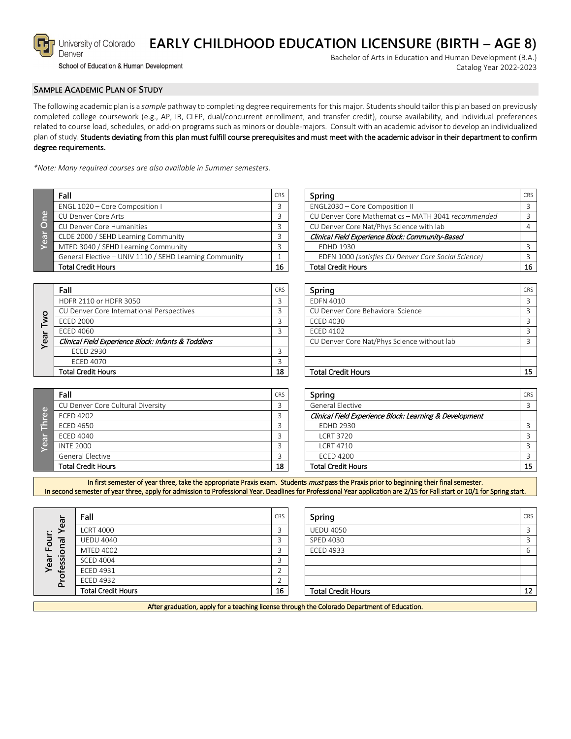# EARLY CHILDHOOD EDUCATION LICENSURE (BIRTH – AGE 8)

University of Colorado Denver

School of Education & Human Development

Bachelor of Arts in Education and Human Development (B.A.)
Catalog Year 2022-2023

## Sample Academic Plan of Study

The following academic plan is a *sample* pathway to completing degree requirements for this major. Students should tailor this plan based on previously completed college coursework (e.g., AP, IB, CLEP, dual/concurrent enrollment, and transfer credit), course availability, and individual preferences related to course load, schedules, or add-on programs such as minors or double-majors. Consult with an academic advisor to develop an individualized plan of study. **Students deviating from this plan must fulfill course prerequisites and must meet with the academic advisor in their department to confirm degree requirements.**

*\*Note: Many required courses are also available in Summer semesters.*

### Year One

| Fall | CRS |
|---|---|
| ENGL 1020 – Core Composition I | 3 |
| CU Denver Core Arts | 3 |
| CU Denver Core Humanities | 3 |
| CLDE 2000 / SEHD Learning Community | 3 |
| MTED 3040 / SEHD Learning Community | 3 |
| General Elective – UNIV 1110 / SEHD Learning Community | 1 |
| **Total Credit Hours** | **16** |

| Spring | CRS |
|---|---|
| ENGL2030 – Core Composition II | 3 |
| CU Denver Core Mathematics – MATH 3041 *recommended* | 3 |
| CU Denver Core Nat/Phys Science with lab | 4 |
| ***Clinical Field Experience Block: Community-Based*** | |
| EDHD 1930 | 3 |
| EDFN 1000 *(satisfies CU Denver Core Social Science)* | 3 |
| **Total Credit Hours** | **16** |

### Year Two

| Fall | CRS |
|---|---|
| HDFR 2110 or HDFR 3050 | 3 |
| CU Denver Core International Perspectives | 3 |
| ECED 2000 | 3 |
| ECED 4060 | 3 |
| ***Clinical Field Experience Block: Infants & Toddlers*** | |
| ECED 2930 | 3 |
| ECED 4070 | 3 |
| **Total Credit Hours** | **18** |

| Spring | CRS |
|---|---|
| EDFN 4010 | 3 |
| CU Denver Core Behavioral Science | 3 |
| ECED 4030 | 3 |
| ECED 4102 | 3 |
| CU Denver Core Nat/Phys Science without lab | 3 |
| **Total Credit Hours** | **15** |

### Year Three

| Fall | CRS |
|---|---|
| CU Denver Core Cultural Diversity | 3 |
| ECED 4202 | 3 |
| ECED 4650 | 3 |
| ECED 4040 | 3 |
| INTE 2000 | 3 |
| General Elective | 3 |
| **Total Credit Hours** | **18** |

| Spring | CRS |
|---|---|
| General Elective | 3 |
| ***Clinical Field Experience Block: Learning & Development*** | |
| EDHD 2930 | 3 |
| LCRT 3720 | 3 |
| LCRT 4710 | 3 |
| ECED 4200 | 3 |
| **Total Credit Hours** | **15** |

**In first semester of year three, take the appropriate Praxis exam. Students *must* pass the Praxis prior to beginning their final semester.**
**In second semester of year three, apply for admission to Professional Year. Deadlines for Professional Year application are 2/15 for Fall start or 10/1 for Spring start.**

### Year Four: Professional Year

| Fall | CRS |
|---|---|
| LCRT 4000 | 3 |
| UEDU 4040 | 3 |
| MTED 4002 | 3 |
| SCED 4004 | 3 |
| ECED 4931 | 2 |
| ECED 4932 | 2 |
| **Total Credit Hours** | **16** |

| Spring | CRS |
|---|---|
| UEDU 4050 | 3 |
| SPED 4030 | 3 |
| ECED 4933 | 6 |
| **Total Credit Hours** | **12** |

**After graduation, apply for a teaching license through the Colorado Department of Education.**